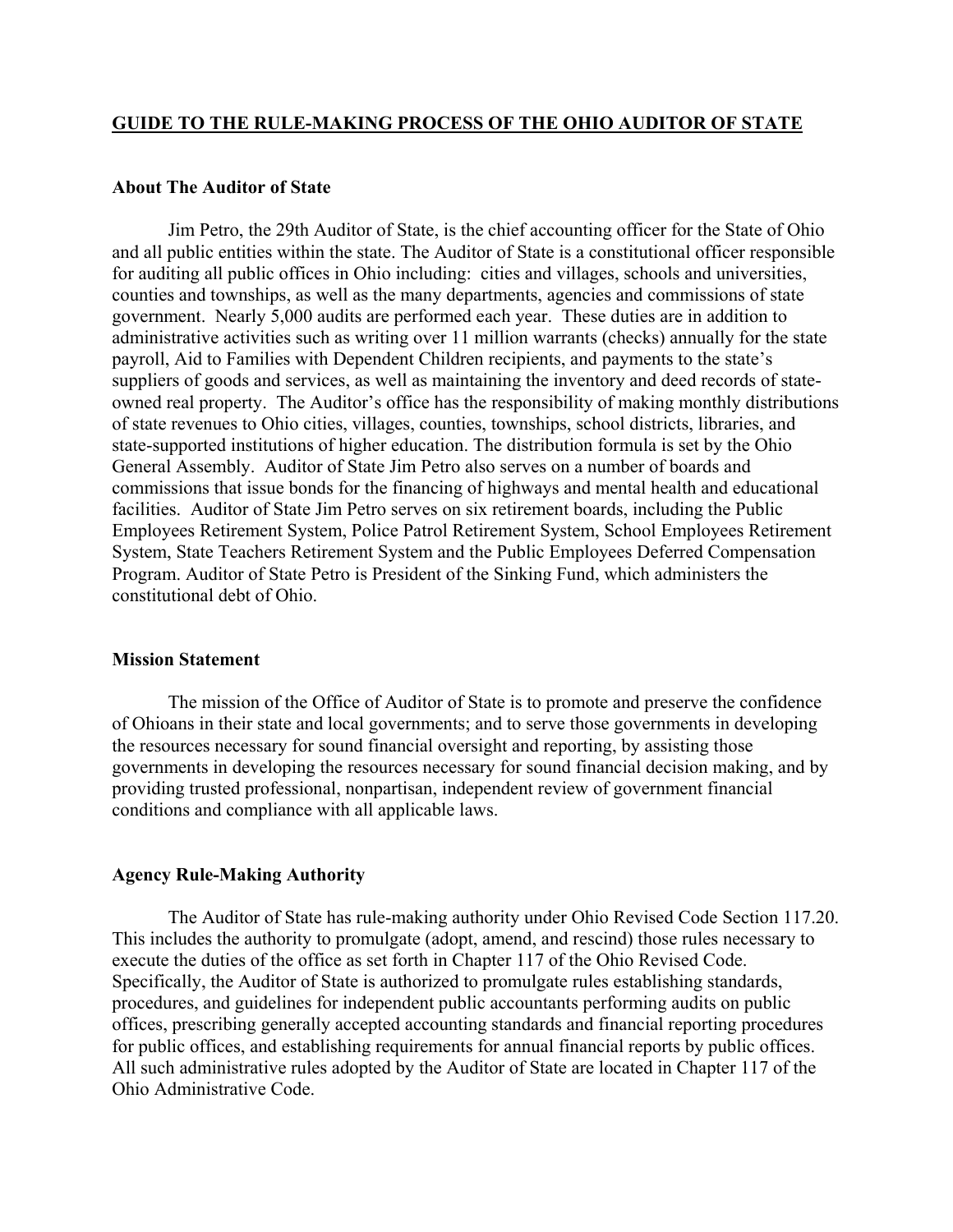# GUIDE TO THE RULE-MAKING PROCESS OF THE OHIO AUDITOR OF STATE

## About The Auditor of State

Jim Petro, the 29th Auditor of State, is the chief accounting officer for the State of Ohio and all public entities within the state. The Auditor of State is a constitutional officer responsible for auditing all public offices in Ohio including: cities and villages, schools and universities, counties and townships, as well as the many departments, agencies and commissions of state government. Nearly 5,000 audits are performed each year. These duties are in addition to administrative activities such as writing over 11 million warrants (checks) annually for the state payroll, Aid to Families with Dependent Children recipients, and payments to the state's suppliers of goods and services, as well as maintaining the inventory and deed records of state-owned real property. The Auditor's office has the responsibility of making monthly distributions of state revenues to Ohio cities, villages, counties, townships, school districts, libraries, and state-supported institutions of higher education. The distribution formula is set by the Ohio General Assembly. Auditor of State Jim Petro also serves on a number of boards and commissions that issue bonds for the financing of highways and mental health and educational facilities. Auditor of State Jim Petro serves on six retirement boards, including the Public Employees Retirement System, Police Patrol Retirement System, School Employees Retirement System, State Teachers Retirement System and the Public Employees Deferred Compensation Program. Auditor of State Petro is President of the Sinking Fund, which administers the constitutional debt of Ohio.

## Mission Statement

The mission of the Office of Auditor of State is to promote and preserve the confidence of Ohioans in their state and local governments; and to serve those governments in developing the resources necessary for sound financial oversight and reporting, by assisting those governments in developing the resources necessary for sound financial decision making, and by providing trusted professional, nonpartisan, independent review of government financial conditions and compliance with all applicable laws.

## Agency Rule-Making Authority

The Auditor of State has rule-making authority under Ohio Revised Code Section 117.20. This includes the authority to promulgate (adopt, amend, and rescind) those rules necessary to execute the duties of the office as set forth in Chapter 117 of the Ohio Revised Code. Specifically, the Auditor of State is authorized to promulgate rules establishing standards, procedures, and guidelines for independent public accountants performing audits on public offices, prescribing generally accepted accounting standards and financial reporting procedures for public offices, and establishing requirements for annual financial reports by public offices. All such administrative rules adopted by the Auditor of State are located in Chapter 117 of the Ohio Administrative Code.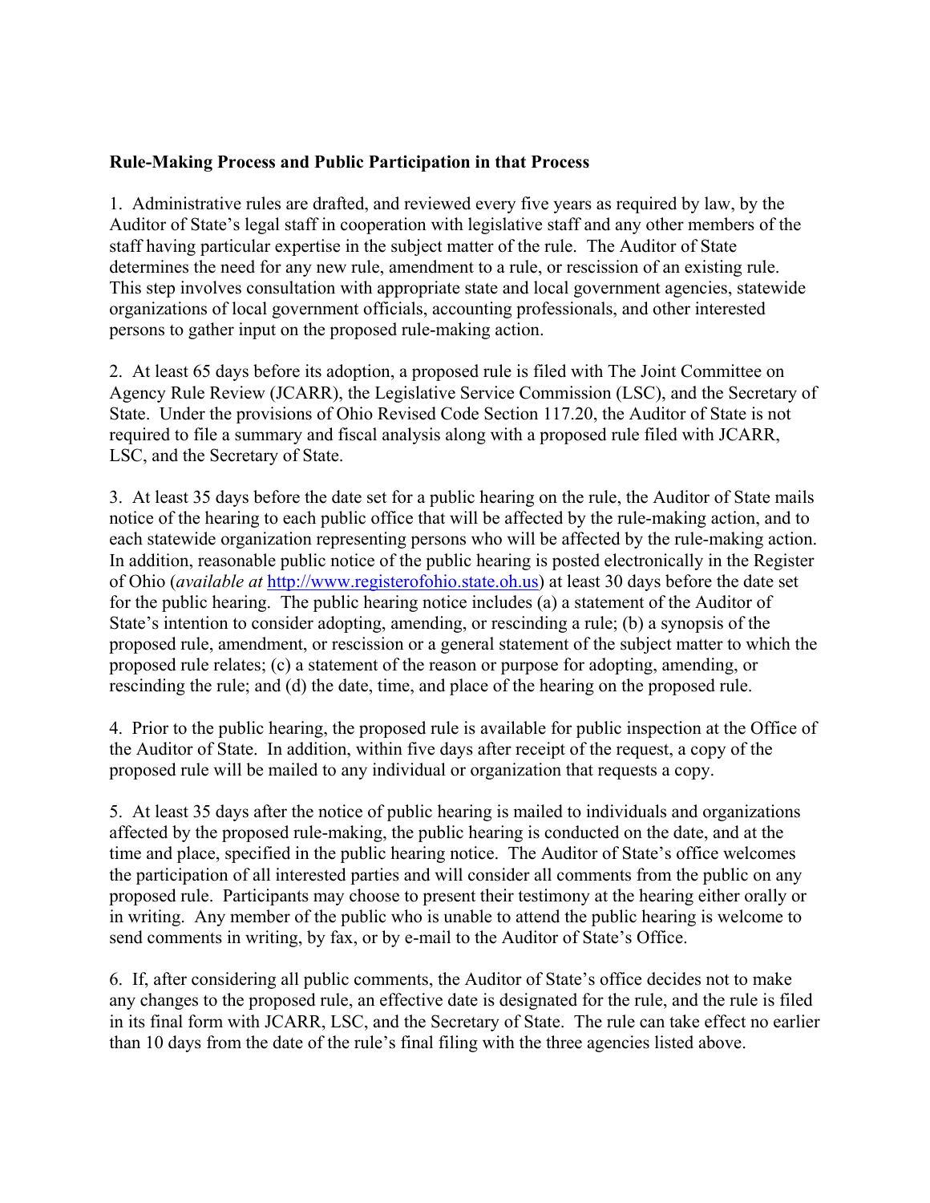**Rule-Making Process and Public Participation in that Process**

1. Administrative rules are drafted, and reviewed every five years as required by law, by the Auditor of State's legal staff in cooperation with legislative staff and any other members of the staff having particular expertise in the subject matter of the rule. The Auditor of State determines the need for any new rule, amendment to a rule, or rescission of an existing rule. This step involves consultation with appropriate state and local government agencies, statewide organizations of local government officials, accounting professionals, and other interested persons to gather input on the proposed rule-making action.

2. At least 65 days before its adoption, a proposed rule is filed with The Joint Committee on Agency Rule Review (JCARR), the Legislative Service Commission (LSC), and the Secretary of State. Under the provisions of Ohio Revised Code Section 117.20, the Auditor of State is not required to file a summary and fiscal analysis along with a proposed rule filed with JCARR, LSC, and the Secretary of State.

3. At least 35 days before the date set for a public hearing on the rule, the Auditor of State mails notice of the hearing to each public office that will be affected by the rule-making action, and to each statewide organization representing persons who will be affected by the rule-making action. In addition, reasonable public notice of the public hearing is posted electronically in the Register of Ohio (*available at* [http://www.registerofohio.state.oh.us](http://www.registerofohio.state.oh.us)) at least 30 days before the date set for the public hearing. The public hearing notice includes (a) a statement of the Auditor of State's intention to consider adopting, amending, or rescinding a rule; (b) a synopsis of the proposed rule, amendment, or rescission or a general statement of the subject matter to which the proposed rule relates; (c) a statement of the reason or purpose for adopting, amending, or rescinding the rule; and (d) the date, time, and place of the hearing on the proposed rule.

4. Prior to the public hearing, the proposed rule is available for public inspection at the Office of the Auditor of State. In addition, within five days after receipt of the request, a copy of the proposed rule will be mailed to any individual or organization that requests a copy.

5. At least 35 days after the notice of public hearing is mailed to individuals and organizations affected by the proposed rule-making, the public hearing is conducted on the date, and at the time and place, specified in the public hearing notice. The Auditor of State's office welcomes the participation of all interested parties and will consider all comments from the public on any proposed rule. Participants may choose to present their testimony at the hearing either orally or in writing. Any member of the public who is unable to attend the public hearing is welcome to send comments in writing, by fax, or by e-mail to the Auditor of State's Office.

6. If, after considering all public comments, the Auditor of State's office decides not to make any changes to the proposed rule, an effective date is designated for the rule, and the rule is filed in its final form with JCARR, LSC, and the Secretary of State. The rule can take effect no earlier than 10 days from the date of the rule's final filing with the three agencies listed above.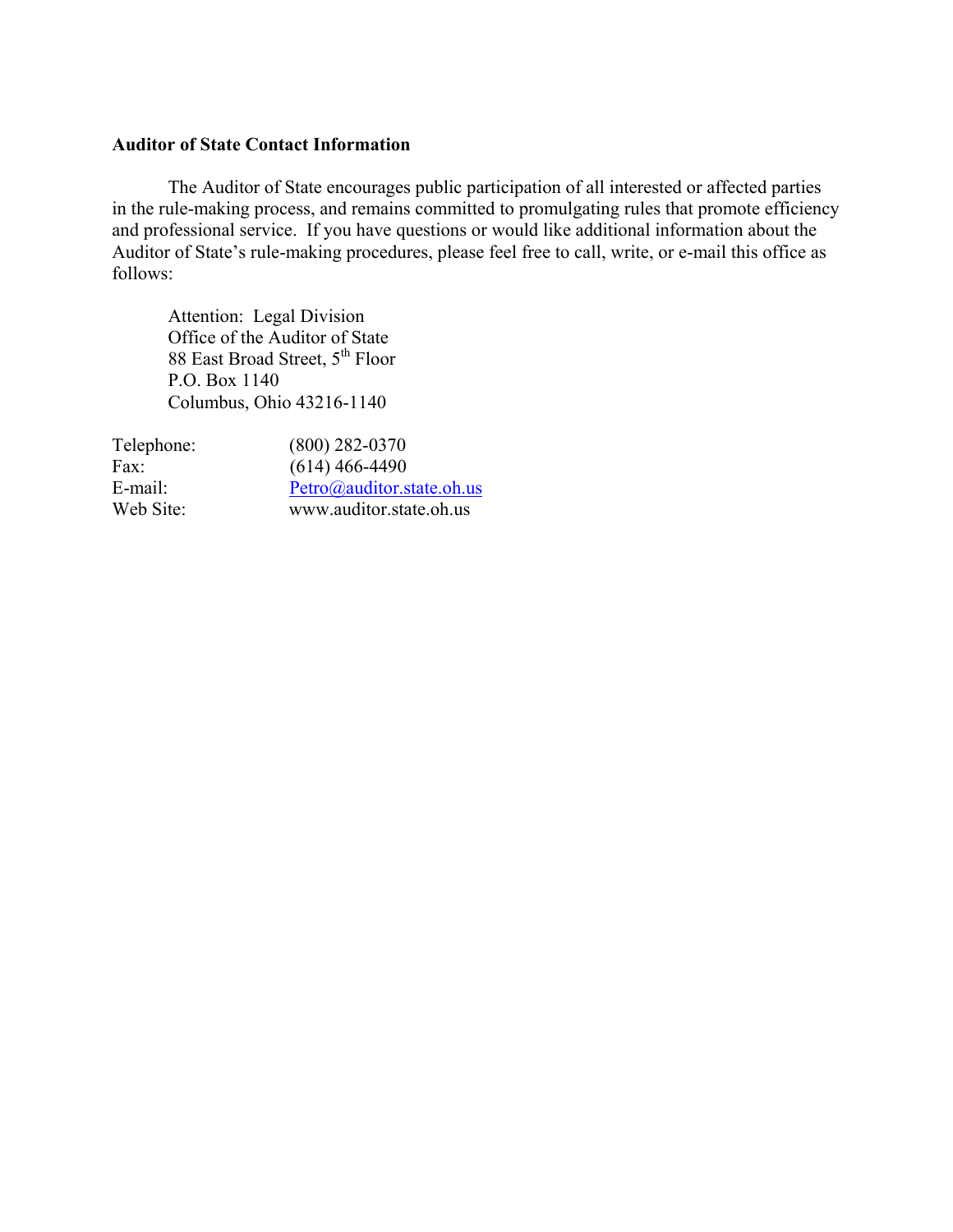**Auditor of State Contact Information**

The Auditor of State encourages public participation of all interested or affected parties in the rule-making process, and remains committed to promulgating rules that promote efficiency and professional service. If you have questions or would like additional information about the Auditor of State's rule-making procedures, please feel free to call, write, or e-mail this office as follows:

Attention: Legal Division
Office of the Auditor of State
88 East Broad Street, 5th Floor
P.O. Box 1140
Columbus, Ohio 43216-1140

| | |
|---|---|
| Telephone: | (800) 282-0370 |
| Fax: | (614) 466-4490 |
| E-mail: | Petro@auditor.state.oh.us |
| Web Site: | www.auditor.state.oh.us |